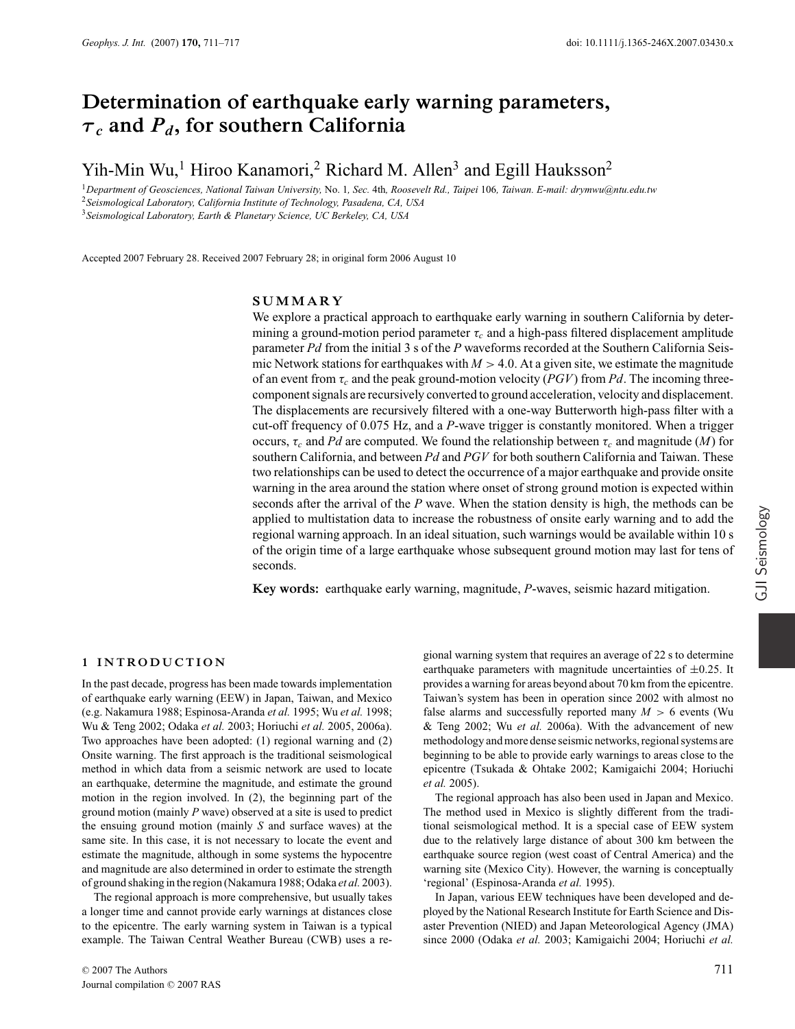# Determination of earthquake early warning parameters, $\tau_c$ and $P_d$, for southern California

Yih-Min Wu,[1] Hiroo Kanamori,[2] Richard M. Allen[3] and Egill Hauksson[2]

[1]*Department of Geosciences, National Taiwan University,* No. 1, *Sec.* 4th, *Roosevelt Rd., Taipei* 106, *Taiwan. E-mail: drymwu@ntu.edu.tw*
[2]*Seismological Laboratory, California Institute of Technology, Pasadena, CA, USA*
[3]*Seismological Laboratory, Earth & Planetary Science, UC Berkeley, CA, USA*

Accepted 2007 February 28. Received 2007 February 28; in original form 2006 August 10

## SUMMARY

We explore a practical approach to earthquake early warning in southern California by determining a ground-motion period parameter $\tau_c$ and a high-pass filtered displacement amplitude parameter $Pd$ from the initial 3 s of the $P$ waveforms recorded at the Southern California Seismic Network stations for earthquakes with $M > 4.0$. At a given site, we estimate the magnitude of an event from $\tau_c$ and the peak ground-motion velocity ($PGV$) from $Pd$. The incoming three-component signals are recursively converted to ground acceleration, velocity and displacement. The displacements are recursively filtered with a one-way Butterworth high-pass filter with a cut-off frequency of 0.075 Hz, and a $P$-wave trigger is constantly monitored. When a trigger occurs, $\tau_c$ and $Pd$ are computed. We found the relationship between $\tau_c$ and magnitude ($M$) for southern California, and between $Pd$ and $PGV$ for both southern California and Taiwan. These two relationships can be used to detect the occurrence of a major earthquake and provide onsite warning in the area around the station where onset of strong ground motion is expected within seconds after the arrival of the $P$ wave. When the station density is high, the methods can be applied to multistation data to increase the robustness of onsite early warning and to add the regional warning approach. In an ideal situation, such warnings would be available within 10 s of the origin time of a large earthquake whose subsequent ground motion may last for tens of seconds.

**Key words:** earthquake early warning, magnitude, $P$-waves, seismic hazard mitigation.

## 1 INTRODUCTION

In the past decade, progress has been made towards implementation of earthquake early warning (EEW) in Japan, Taiwan, and Mexico (e.g. Nakamura 1988; Espinosa-Aranda *et al.* 1995; Wu *et al.* 1998; Wu & Teng 2002; Odaka *et al.* 2003; Horiuchi *et al.* 2005, 2006a). Two approaches have been adopted: (1) regional warning and (2) Onsite warning. The first approach is the traditional seismological method in which data from a seismic network are used to locate an earthquake, determine the magnitude, and estimate the ground motion in the region involved. In (2), the beginning part of the ground motion (mainly $P$ wave) observed at a site is used to predict the ensuing ground motion (mainly $S$ and surface waves) at the same site. In this case, it is not necessary to locate the event and estimate the magnitude, although in some systems the hypocentre and magnitude are also determined in order to estimate the strength of ground shaking in the region (Nakamura 1988; Odaka *et al.* 2003).

The regional approach is more comprehensive, but usually takes a longer time and cannot provide early warnings at distances close to the epicentre. The early warning system in Taiwan is a typical example. The Taiwan Central Weather Bureau (CWB) uses a regional warning system that requires an average of 22 s to determine earthquake parameters with magnitude uncertainties of ±0.25. It provides a warning for areas beyond about 70 km from the epicentre. Taiwan's system has been in operation since 2002 with almost no false alarms and successfully reported many $M > 6$ events (Wu & Teng 2002; Wu *et al.* 2006a). With the advancement of new methodology and more dense seismic networks, regional systems are beginning to be able to provide early warnings to areas close to the epicentre (Tsukada & Ohtake 2002; Kamigaichi 2004; Horiuchi *et al.* 2005).

The regional approach has also been used in Japan and Mexico. The method used in Mexico is slightly different from the traditional seismological method. It is a special case of EEW system due to the relatively large distance of about 300 km between the earthquake source region (west coast of Central America) and the warning site (Mexico City). However, the warning is conceptually 'regional' (Espinosa-Aranda *et al.* 1995).

In Japan, various EEW techniques have been developed and deployed by the National Research Institute for Earth Science and Disaster Prevention (NIED) and Japan Meteorological Agency (JMA) since 2000 (Odaka *et al.* 2003; Kamigaichi 2004; Horiuchi *et al.*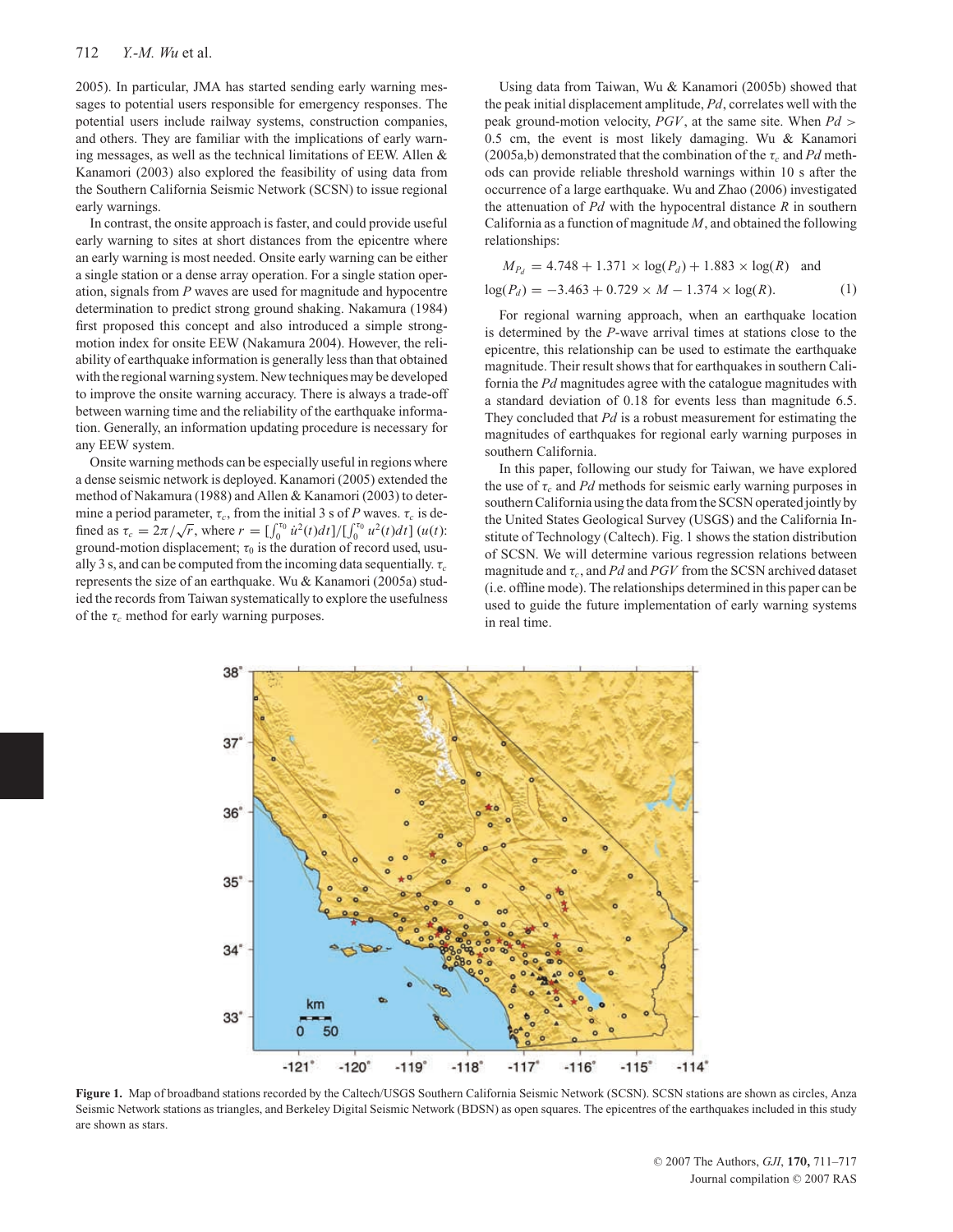2005). In particular, JMA has started sending early warning messages to potential users responsible for emergency responses. The potential users include railway systems, construction companies, and others. They are familiar with the implications of early warning messages, as well as the technical limitations of EEW. Allen & Kanamori (2003) also explored the feasibility of using data from the Southern California Seismic Network (SCSN) to issue regional early warnings.

In contrast, the onsite approach is faster, and could provide useful early warning to sites at short distances from the epicentre where an early warning is most needed. Onsite early warning can be either a single station or a dense array operation. For a single station operation, signals from *P* waves are used for magnitude and hypocentre determination to predict strong ground shaking. Nakamura (1984) first proposed this concept and also introduced a simple strong-motion index for onsite EEW (Nakamura 2004). However, the reliability of earthquake information is generally less than that obtained with the regional warning system. New techniques may be developed to improve the onsite warning accuracy. There is always a trade-off between warning time and the reliability of the earthquake information. Generally, an information updating procedure is necessary for any EEW system.

Onsite warning methods can be especially useful in regions where a dense seismic network is deployed. Kanamori (2005) extended the method of Nakamura (1988) and Allen & Kanamori (2003) to determine a period parameter, $\tau_c$, from the initial 3 s of *P* waves. $\tau_c$ is defined as $\tau_c = 2\pi/\sqrt{r}$, where $r = [\int_0^{\tau_0} \dot{u}^2(t)dt]/[\int_0^{\tau_0} u^2(t)dt]$ ($u(t)$: ground-motion displacement; $\tau_0$ is the duration of record used, usually 3 s, and can be computed from the incoming data sequentially. $\tau_c$ represents the size of an earthquake. Wu & Kanamori (2005a) studied the records from Taiwan systematically to explore the usefulness of the $\tau_c$ method for early warning purposes.

Using data from Taiwan, Wu & Kanamori (2005b) showed that the peak initial displacement amplitude, *Pd*, correlates well with the peak ground-motion velocity, *PGV*, at the same site. When $Pd >$ 0.5 cm, the event is most likely damaging. Wu & Kanamori (2005a,b) demonstrated that the combination of the $\tau_c$ and *Pd* methods can provide reliable threshold warnings within 10 s after the occurrence of a large earthquake. Wu and Zhao (2006) investigated the attenuation of *Pd* with the hypocentral distance *R* in southern California as a function of magnitude *M*, and obtained the following relationships:

$$M_{P_d} = 4.748 + 1.371 \times \log(P_d) + 1.883 \times \log(R) \quad \text{and}$$
$$\log(P_d) = -3.463 + 0.729 \times M - 1.374 \times \log(R). \qquad (1)$$

For regional warning approach, when an earthquake location is determined by the *P*-wave arrival times at stations close to the epicentre, this relationship can be used to estimate the earthquake magnitude. Their result shows that for earthquakes in southern California the *Pd* magnitudes agree with the catalogue magnitudes with a standard deviation of 0.18 for events less than magnitude 6.5. They concluded that *Pd* is a robust measurement for estimating the magnitudes of earthquakes for regional early warning purposes in southern California.

In this paper, following our study for Taiwan, we have explored the use of $\tau_c$ and *Pd* methods for seismic early warning purposes in southern California using the data from the SCSN operated jointly by the United States Geological Survey (USGS) and the California Institute of Technology (Caltech). Fig. 1 shows the station distribution of SCSN. We will determine various regression relations between magnitude and $\tau_c$, and *Pd* and *PGV* from the SCSN archived dataset (i.e. offline mode). The relationships determined in this paper can be used to guide the future implementation of early warning systems in real time.

**Figure 1.** Map of broadband stations recorded by the Caltech/USGS Southern California Seismic Network (SCSN). SCSN stations are shown as circles, Anza Seismic Network stations as triangles, and Berkeley Digital Seismic Network (BDSN) as open squares. The epicentres of the earthquakes included in this study are shown as stars.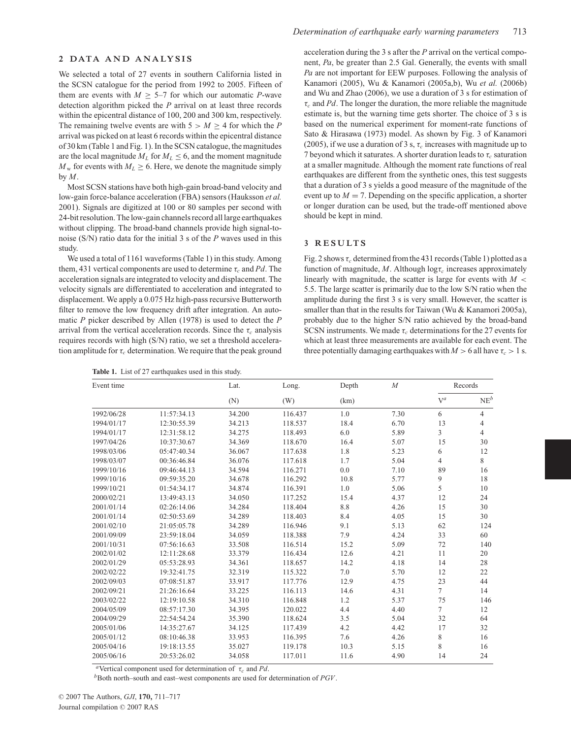## 2 DATA AND ANALYSIS

We selected a total of 27 events in southern California listed in the SCSN catalogue for the period from 1992 to 2005. Fifteen of them are events with $M \geq 5$–7 for which our automatic $P$-wave detection algorithm picked the $P$ arrival on at least three records within the epicentral distance of 100, 200 and 300 km, respectively. The remaining twelve events are with $5 > M \geq 4$ for which the $P$ arrival was picked on at least 6 records within the epicentral distance of 30 km (Table 1 and Fig. 1). In the SCSN catalogue, the magnitudes are the local magnitude $M_L$ for $M_L \leq 6$, and the moment magnitude $M_w$ for events with $M_L \geq 6$. Here, we denote the magnitude simply by $M$.

Most SCSN stations have both high-gain broad-band velocity and low-gain force-balance acceleration (FBA) sensors (Hauksson *et al.* 2001). Signals are digitized at 100 or 80 samples per second with 24-bit resolution. The low-gain channels record all large earthquakes without clipping. The broad-band channels provide high signal-to-noise (S/N) ratio data for the initial 3 s of the $P$ waves used in this study.

We used a total of 1161 waveforms (Table 1) in this study. Among them, 431 vertical components are used to determine $\tau_c$ and $Pd$. The acceleration signals are integrated to velocity and displacement. The velocity signals are differentiated to acceleration and integrated to displacement. We apply a 0.075 Hz high-pass recursive Butterworth filter to remove the low frequency drift after integration. An automatic $P$ picker described by Allen (1978) is used to detect the $P$ arrival from the vertical acceleration records. Since the $\tau_c$ analysis requires records with high (S/N) ratio, we set a threshold acceleration amplitude for $\tau_c$ determination. We require that the peak ground acceleration during the 3 s after the $P$ arrival on the vertical component, $Pa$, be greater than 2.5 Gal. Generally, the events with small $Pa$ are not important for EEW purposes. Following the analysis of Kanamori (2005), Wu & Kanamori (2005a,b), Wu *et al.* (2006b) and Wu and Zhao (2006), we use a duration of 3 s for estimation of $\tau_c$ and $Pd$. The longer the duration, the more reliable the magnitude estimate is, but the warning time gets shorter. The choice of 3 s is based on the numerical experiment for moment-rate functions of Sato & Hirasawa (1973) model. As shown by Fig. 3 of Kanamori (2005), if we use a duration of 3 s, $\tau_c$ increases with magnitude up to 7 beyond which it saturates. A shorter duration leads to $\tau_c$ saturation at a smaller magnitude. Although the moment rate functions of real earthquakes are different from the synthetic ones, this test suggests that a duration of 3 s yields a good measure of the magnitude of the event up to $M = 7$. Depending on the specific application, a shorter or longer duration can be used, but the trade-off mentioned above should be kept in mind.

## 3 RESULTS

Fig. 2 shows $\tau_c$ determined from the 431 records (Table 1) plotted as a function of magnitude, $M$. Although $\log\tau_c$ increases approximately linearly with magnitude, the scatter is large for events with $M < 5.5$. The large scatter is primarily due to the low S/N ratio when the amplitude during the first 3 s is very small. However, the scatter is smaller than that in the results for Taiwan (Wu & Kanamori 2005a), probably due to the higher S/N ratio achieved by the broad-band SCSN instruments. We made $\tau_c$ determinations for the 27 events for which at least three measurements are available for each event. The three potentially damaging earthquakes with $M > 6$ all have $\tau_c > 1$ s.

**Table 1.** List of 27 earthquakes used in this study.

| Event time | | Lat. | Long. | Depth | $M$ | Records | |
|---|---|---|---|---|---|---|---|
| | | (N) | (W) | (km) | | V[a] | NE[b] |
| 1992/06/28 | 11:57:34.13 | 34.200 | 116.437 | 1.0 | 7.30 | 6 | 4 |
| 1994/01/17 | 12:30:55.39 | 34.213 | 118.537 | 18.4 | 6.70 | 13 | 4 |
| 1994/01/17 | 12:31:58.12 | 34.275 | 118.493 | 6.0 | 5.89 | 3 | 4 |
| 1997/04/26 | 10:37:30.67 | 34.369 | 118.670 | 16.4 | 5.07 | 15 | 30 |
| 1998/03/06 | 05:47:40.34 | 36.067 | 117.638 | 1.8 | 5.23 | 6 | 12 |
| 1998/03/07 | 00:36:46.84 | 36.076 | 117.618 | 1.7 | 5.04 | 4 | 8 |
| 1999/10/16 | 09:46:44.13 | 34.594 | 116.271 | 0.0 | 7.10 | 89 | 16 |
| 1999/10/16 | 09:59:35.20 | 34.678 | 116.292 | 10.8 | 5.77 | 9 | 18 |
| 1999/10/21 | 01:54:34.17 | 34.874 | 116.391 | 1.0 | 5.06 | 5 | 10 |
| 2000/02/21 | 13:49:43.13 | 34.050 | 117.252 | 15.4 | 4.37 | 12 | 24 |
| 2001/01/14 | 02:26:14.06 | 34.284 | 118.404 | 8.8 | 4.26 | 15 | 30 |
| 2001/01/14 | 02:50:53.69 | 34.289 | 118.403 | 8.4 | 4.05 | 15 | 30 |
| 2001/02/10 | 21:05:05.78 | 34.289 | 116.946 | 9.1 | 5.13 | 62 | 124 |
| 2001/09/09 | 23:59:18.04 | 34.059 | 118.388 | 7.9 | 4.24 | 33 | 60 |
| 2001/10/31 | 07:56:16.63 | 33.508 | 116.514 | 15.2 | 5.09 | 72 | 140 |
| 2002/01/02 | 12:11:28.68 | 33.379 | 116.434 | 12.6 | 4.21 | 11 | 20 |
| 2002/01/29 | 05:53:28.93 | 34.361 | 118.657 | 14.2 | 4.18 | 14 | 28 |
| 2002/02/22 | 19:32:41.75 | 32.319 | 115.322 | 7.0 | 5.70 | 12 | 22 |
| 2002/09/03 | 07:08:51.87 | 33.917 | 117.776 | 12.9 | 4.75 | 23 | 44 |
| 2002/09/21 | 21:26:16.64 | 33.225 | 116.113 | 14.6 | 4.31 | 7 | 14 |
| 2003/02/22 | 12:19:10.58 | 34.310 | 116.848 | 1.2 | 5.37 | 75 | 146 |
| 2004/05/09 | 08:57:17.30 | 34.395 | 120.022 | 4.4 | 4.40 | 7 | 12 |
| 2004/09/29 | 22:54:54.24 | 35.390 | 118.624 | 3.5 | 5.04 | 32 | 64 |
| 2005/01/06 | 14:35:27.67 | 34.125 | 117.439 | 4.2 | 4.42 | 17 | 32 |
| 2005/01/12 | 08:10:46.38 | 33.953 | 116.395 | 7.6 | 4.26 | 8 | 16 |
| 2005/04/16 | 19:18:13.55 | 35.027 | 119.178 | 10.3 | 5.15 | 8 | 16 |
| 2005/06/16 | 20:53:26.02 | 34.058 | 117.011 | 11.6 | 4.90 | 14 | 24 |

[a]Vertical component used for determination of $\tau_c$ and $Pd$.
[b]Both north–south and east–west components are used for determination of $PGV$.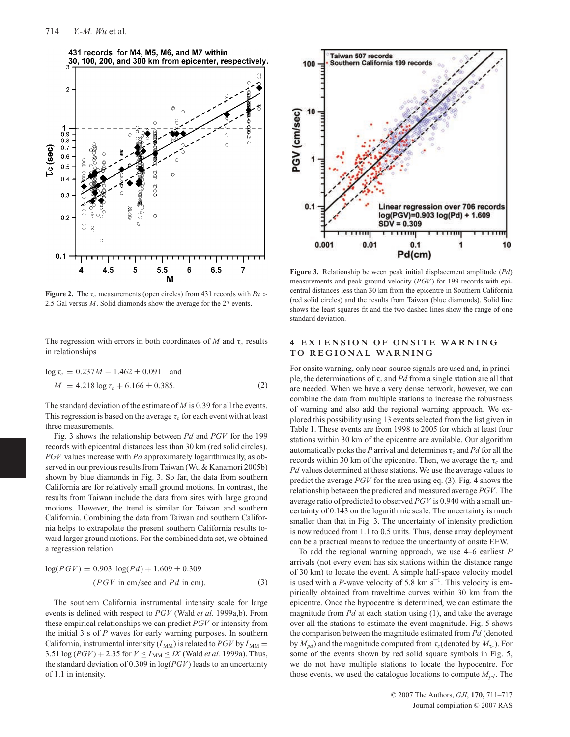**Figure 2.** The $\tau_c$ measurements (open circles) from 431 records with $Pa >$ 2.5 Gal versus $M$. Solid diamonds show the average for the 27 events.

**Figure 3.** Relationship between peak initial displacement amplitude ($Pd$) measurements and peak ground velocity ($PGV$) for 199 records with epicentral distances less than 30 km from the epicentre in Southern California (red solid circles) and the results from Taiwan (blue diamonds). Solid line shows the least squares fit and the two dashed lines show the range of one standard deviation.

The regression with errors in both coordinates of $M$ and $\tau_c$ results in relationships

$$\log \tau_c = 0.237M - 1.462 \pm 0.091 \quad \text{and}$$
$$M = 4.218 \log \tau_c + 6.166 \pm 0.385. \tag{2}$$

The standard deviation of the estimate of $M$ is 0.39 for all the events. This regression is based on the average $\tau_c$ for each event with at least three measurements.

Fig. 3 shows the relationship between $Pd$ and $PGV$ for the 199 records with epicentral distances less than 30 km (red solid circles). $PGV$ values increase with $Pd$ approximately logarithmically, as observed in our previous results from Taiwan (Wu & Kanamori 2005b) shown by blue diamonds in Fig. 3. So far, the data from southern California are for relatively small ground motions. In contrast, the results from Taiwan include the data from sites with large ground motions. However, the trend is similar for Taiwan and southern California. Combining the data from Taiwan and southern California helps to extrapolate the present southern California results toward larger ground motions. For the combined data set, we obtained a regression relation

$$\log(PGV) = 0.903 \ \log(Pd) + 1.609 \pm 0.309$$
$$(PGV \text{ in cm/sec and } Pd \text{ in cm}). \tag{3}$$

The southern California instrumental intensity scale for large events is defined with respect to $PGV$ (Wald *et al.* 1999a,b). From these empirical relationships we can predict $PGV$ or intensity from the initial 3 s of $P$ waves for early warning purposes. In southern California, instrumental intensity ($I_{\mathrm{MM}}$) is related to $PGV$ by $I_{\mathrm{MM}} = 3.51 \log(PGV) + 2.35$ for $V \le I_{\mathrm{MM}} \le IX$ (Wald *et al.* 1999a). Thus, the standard deviation of 0.309 in $\log(PGV)$ leads to an uncertainty of 1.1 in intensity.

## 4 EXTENSION OF ONSITE WARNING TO REGIONAL WARNING

For onsite warning, only near-source signals are used and, in principle, the determinations of $\tau_c$ and $Pd$ from a single station are all that are needed. When we have a very dense network, however, we can combine the data from multiple stations to increase the robustness of warning and also add the regional warning approach. We explored this possibility using 13 events selected from the list given in Table 1. These events are from 1998 to 2005 for which at least four stations within 30 km of the epicentre are available. Our algorithm automatically picks the $P$ arrival and determines $\tau_c$ and $Pd$ for all the records within 30 km of the epicentre. Then, we average the $\tau_c$ and $Pd$ values determined at these stations. We use the average values to predict the average $PGV$ for the area using eq. (3). Fig. 4 shows the relationship between the predicted and measured average $PGV$. The average ratio of predicted to observed $PGV$ is 0.940 with a small uncertainty of 0.143 on the logarithmic scale. The uncertainty is much smaller than that in Fig. 3. The uncertainty of intensity prediction is now reduced from 1.1 to 0.5 units. Thus, dense array deployment can be a practical means to reduce the uncertainty of onsite EEW.

To add the regional warning approach, we use 4–6 earliest $P$ arrivals (not every event has six stations within the distance range of 30 km) to locate the event. A simple half-space velocity model is used with a $P$-wave velocity of 5.8 km s$^{-1}$. This velocity is empirically obtained from traveltime curves within 30 km from the epicentre. Once the hypocentre is determined, we can estimate the magnitude from $Pd$ at each station using (1), and take the average over all the stations to estimate the event magnitude. Fig. 5 shows the comparison between the magnitude estimated from $Pd$ (denoted by $M_{pd}$) and the magnitude computed from $\tau_c$ (denoted by $M_{\tau_c}$). For some of the events shown by red solid square symbols in Fig. 5, we do not have multiple stations to locate the hypocentre. For those events, we used the catalogue locations to compute $M_{pd}$. The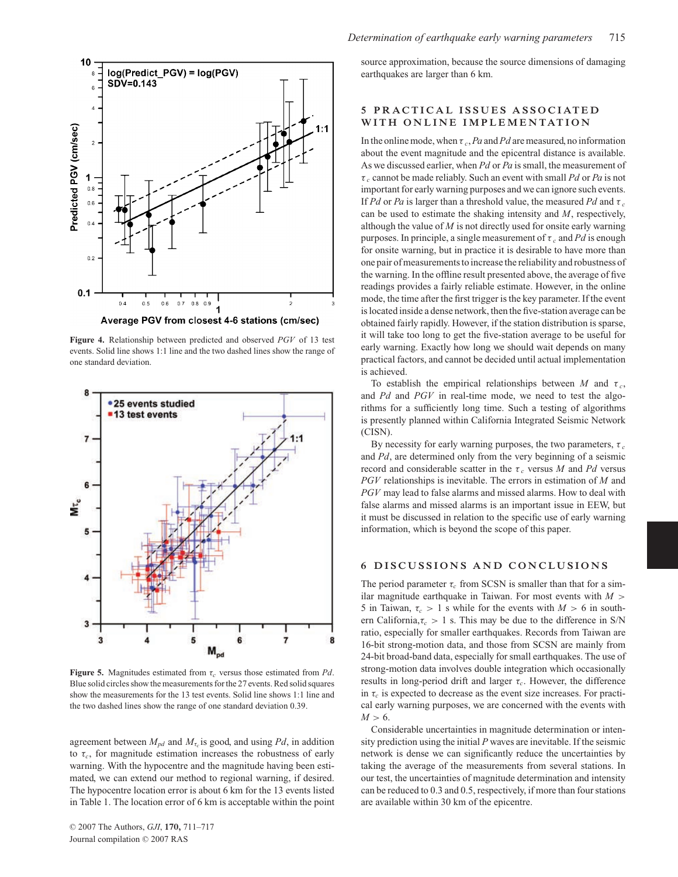Figure 4. Relationship between predicted and observed *PGV* of 13 test events. Solid line shows 1:1 line and the two dashed lines show the range of one standard deviation.

Figure 5. Magnitudes estimated from $\tau_c$ versus those estimated from *Pd*. Blue solid circles show the measurements for the 27 events. Red solid squares show the measurements for the 13 test events. Solid line shows 1:1 line and the two dashed lines show the range of one standard deviation 0.39.

agreement between $M_{pd}$ and $M_{\tau_c}$ is good, and using *Pd*, in addition to $\tau_c$, for magnitude estimation increases the robustness of early warning. With the hypocentre and the magnitude having been estimated, we can extend our method to regional warning, if desired. The hypocentre location error is about 6 km for the 13 events listed in Table 1. The location error of 6 km is acceptable within the point source approximation, because the source dimensions of damaging earthquakes are larger than 6 km.

## 5 PRACTICAL ISSUES ASSOCIATED WITH ONLINE IMPLEMENTATION

In the online mode, when $\tau_c$, *Pa* and *Pd* are measured, no information about the event magnitude and the epicentral distance is available. As we discussed earlier, when *Pd* or *Pa* is small, the measurement of $\tau_c$ cannot be made reliably. Such an event with small *Pd* or *Pa* is not important for early warning purposes and we can ignore such events. If *Pd* or *Pa* is larger than a threshold value, the measured *Pd* and $\tau_c$ can be used to estimate the shaking intensity and *M*, respectively, although the value of *M* is not directly used for onsite early warning purposes. In principle, a single measurement of $\tau_c$ and *Pd* is enough for onsite warning, but in practice it is desirable to have more than one pair of measurements to increase the reliability and robustness of the warning. In the offline result presented above, the average of five readings provides a fairly reliable estimate. However, in the online mode, the time after the first trigger is the key parameter. If the event is located inside a dense network, then the five-station average can be obtained fairly rapidly. However, if the station distribution is sparse, it will take too long to get the five-station average to be useful for early warning. Exactly how long we should wait depends on many practical factors, and cannot be decided until actual implementation is achieved.

To establish the empirical relationships between *M* and $\tau_c$, and *Pd* and *PGV* in real-time mode, we need to test the algorithms for a sufficiently long time. Such a testing of algorithms is presently planned within California Integrated Seismic Network (CISN).

By necessity for early warning purposes, the two parameters, $\tau_c$ and *Pd*, are determined only from the very beginning of a seismic record and considerable scatter in the $\tau_c$ versus *M* and *Pd* versus *PGV* relationships is inevitable. The errors in estimation of *M* and *PGV* may lead to false alarms and missed alarms. How to deal with false alarms and missed alarms is an important issue in EEW, but it must be discussed in relation to the specific use of early warning information, which is beyond the scope of this paper.

## 6 DISCUSSIONS AND CONCLUSIONS

The period parameter $\tau_c$ from SCSN is smaller than that for a similar magnitude earthquake in Taiwan. For most events with $M > 5$ in Taiwan, $\tau_c > 1$ s while for the events with $M > 6$ in southern California, $\tau_c > 1$ s. This may be due to the difference in S/N ratio, especially for smaller earthquakes. Records from Taiwan are 16-bit strong-motion data, and those from SCSN are mainly from 24-bit broad-band data, especially for small earthquakes. The use of strong-motion data involves double integration which occasionally results in long-period drift and larger $\tau_c$. However, the difference in $\tau_c$ is expected to decrease as the event size increases. For practical early warning purposes, we are concerned with the events with $M > 6$.

Considerable uncertainties in magnitude determination or intensity prediction using the initial P waves are inevitable. If the seismic network is dense we can significantly reduce the uncertainties by taking the average of the measurements from several stations. In our test, the uncertainties of magnitude determination and intensity can be reduced to 0.3 and 0.5, respectively, if more than four stations are available within 30 km of the epicentre.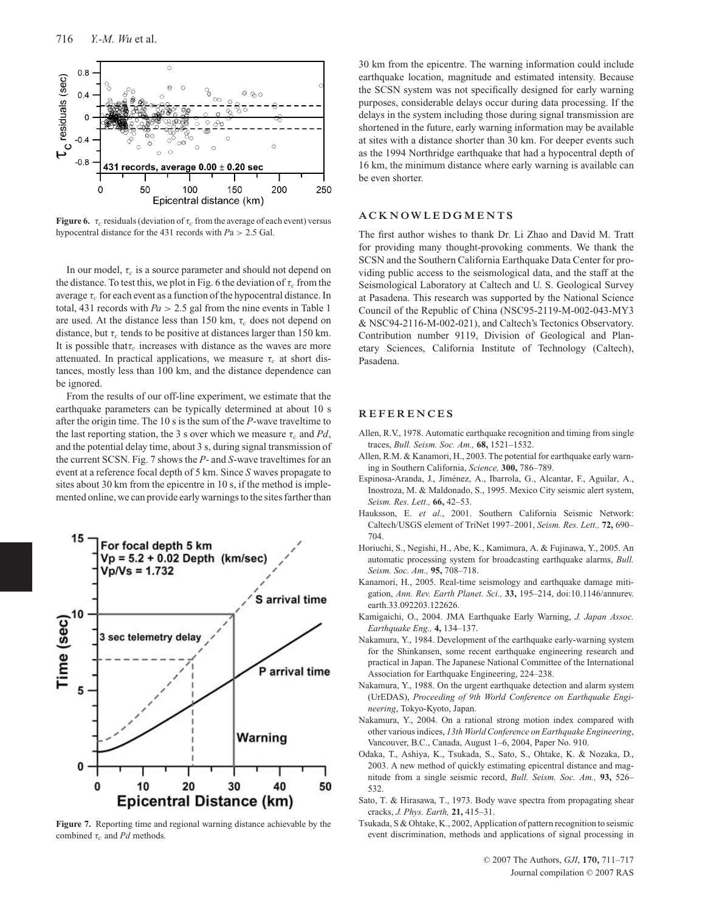**Figure 6.** $\tau_c$ residuals (deviation of $\tau_c$ from the average of each event) versus hypocentral distance for the 431 records with $Pa > 2.5$ Gal.

In our model, $\tau_c$ is a source parameter and should not depend on the distance. To test this, we plot in Fig. 6 the deviation of $\tau_c$ from the average $\tau_c$ for each event as a function of the hypocentral distance. In total, 431 records with $Pa > 2.5$ gal from the nine events in Table 1 are used. At the distance less than 150 km, $\tau_c$ does not depend on distance, but $\tau_c$ tends to be positive at distances larger than 150 km. It is possible that $\tau_c$ increases with distance as the waves are more attenuated. In practical applications, we measure $\tau_c$ at short distances, mostly less than 100 km, and the distance dependence can be ignored.

From the results of our off-line experiment, we estimate that the earthquake parameters can be typically determined at about 10 s after the origin time. The 10 s is the sum of the *P*-wave traveltime to the last reporting station, the 3 s over which we measure $\tau_c$ and *Pd*, and the potential delay time, about 3 s, during signal transmission of the current SCSN. Fig. 7 shows the *P*- and *S*-wave traveltimes for an event at a reference focal depth of 5 km. Since *S* waves propagate to sites about 30 km from the epicentre in 10 s, if the method is implemented online, we can provide early warnings to the sites farther than 30 km from the epicentre. The warning information could include earthquake location, magnitude and estimated intensity. Because the SCSN system was not specifically designed for early warning purposes, considerable delays occur during data processing. If the delays in the system including those during signal transmission are shortened in the future, early warning information may be available at sites with a distance shorter than 30 km. For deeper events such as the 1994 Northridge earthquake that had a hypocentral depth of 16 km, the minimum distance where early warning is available can be even shorter.

**Figure 7.** Reporting time and regional warning distance achievable by the combined $\tau_c$ and *Pd* methods.

## ACKNOWLEDGMENTS

The first author wishes to thank Dr. Li Zhao and David M. Tratt for providing many thought-provoking comments. We thank the SCSN and the Southern California Earthquake Data Center for providing public access to the seismological data, and the staff at the Seismological Laboratory at Caltech and U. S. Geological Survey at Pasadena. This research was supported by the National Science Council of the Republic of China (NSC95-2119-M-002-043-MY3 & NSC94-2116-M-002-021), and Caltech's Tectonics Observatory. Contribution number 9119, Division of Geological and Planetary Sciences, California Institute of Technology (Caltech), Pasadena.

## REFERENCES

Allen, R.V., 1978. Automatic earthquake recognition and timing from single traces, *Bull. Seism. Soc. Am.,* **68,** 1521–1532.

Allen, R.M. & Kanamori, H., 2003. The potential for earthquake early warning in Southern California, *Science,* **300,** 786–789.

Espinosa-Aranda, J., Jiménez, A., Ibarrola, G., Alcantar, F., Aguilar, A., Inostroza, M. & Maldonado, S., 1995. Mexico City seismic alert system, *Seism. Res. Lett.,* **66,** 42–53.

Hauksson, E. *et al.*, 2001. Southern California Seismic Network: Caltech/USGS element of TriNet 1997–2001, *Seism. Res. Lett.,* **72,** 690–704.

Horiuchi, S., Negishi, H., Abe, K., Kamimura, A. & Fujinawa, Y., 2005. An automatic processing system for broadcasting earthquake alarms, *Bull. Seism. Soc. Am.,* **95,** 708–718.

Kanamori, H., 2005. Real-time seismology and earthquake damage mitigation, *Ann. Rev. Earth Planet. Sci.,* **33,** 195–214, doi:10.1146/annurev.earth.33.092203.122626.

Kamigaichi, O., 2004. JMA Earthquake Early Warning, *J. Japan Assoc. Earthquake Eng.,* **4,** 134–137.

Nakamura, Y., 1984. Development of the earthquake early-warning system for the Shinkansen, some recent earthquake engineering research and practical in Japan. The Japanese National Committee of the International Association for Earthquake Engineering, 224–238.

Nakamura, Y., 1988. On the urgent earthquake detection and alarm system (UrEDAS), *Proceeding of 9th World Conference on Earthquake Engineering*, Tokyo-Kyoto, Japan.

Nakamura, Y., 2004. On a rational strong motion index compared with other various indices, *13th World Conference on Earthquake Engineering*, Vancouver, B.C., Canada, August 1–6, 2004, Paper No. 910.

Odaka, T., Ashiya, K., Tsukada, S., Sato, S., Ohtake, K. & Nozaka, D., 2003. A new method of quickly estimating epicentral distance and magnitude from a single seismic record, *Bull. Seism. Soc. Am.,* **93,** 526–532.

Sato, T. & Hirasawa, T., 1973. Body wave spectra from propagating shear cracks, *J. Phys. Earth,* **21,** 415–31.

Tsukada, S & Ohtake, K., 2002, Application of pattern recognition to seismic event discrimination, methods and applications of signal processing in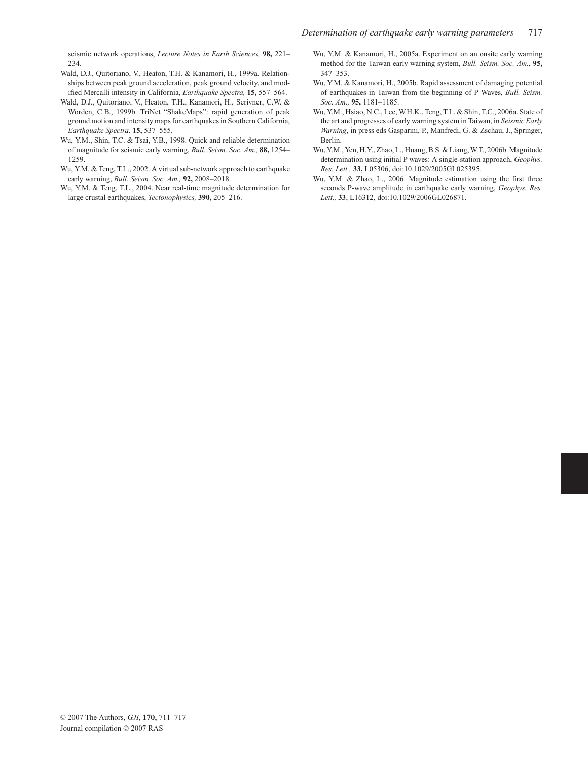seismic network operations, *Lecture Notes in Earth Sciences,* **98,** 221–234.

Wald, D.J., Quitoriano, V., Heaton, T.H. & Kanamori, H., 1999a. Relationships between peak ground acceleration, peak ground velocity, and modified Mercalli intensity in California, *Earthquake Spectra,* **15,** 557–564.

Wald, D.J., Quitoriano, V., Heaton, T.H., Kanamori, H., Scrivner, C.W. & Worden, C.B., 1999b. TriNet "ShakeMaps": rapid generation of peak ground motion and intensity maps for earthquakes in Southern California, *Earthquake Spectra,* **15,** 537–555.

Wu, Y.M., Shin, T.C. & Tsai, Y.B., 1998. Quick and reliable determination of magnitude for seismic early warning, *Bull. Seism. Soc. Am.,* **88,** 1254–1259.

Wu, Y.M. & Teng, T.L., 2002. A virtual sub-network approach to earthquake early warning, *Bull. Seism. Soc. Am.,* **92,** 2008–2018.

Wu, Y.M. & Teng, T.L., 2004. Near real-time magnitude determination for large crustal earthquakes, *Tectonophysics,* **390,** 205–216.

Wu, Y.M. & Kanamori, H., 2005a. Experiment on an onsite early warning method for the Taiwan early warning system, *Bull. Seism. Soc. Am.,* **95,** 347–353.

Wu, Y.M. & Kanamori, H., 2005b. Rapid assessment of damaging potential of earthquakes in Taiwan from the beginning of P Waves, *Bull. Seism. Soc. Am.,* **95,** 1181–1185.

Wu, Y.M., Hsiao, N.C., Lee, W.H.K., Teng, T.L. & Shin, T.C., 2006a. State of the art and progresses of early warning system in Taiwan, in *Seismic Early Warning*, in press eds Gasparini, P., Manfredi, G. & Zschau, J., Springer, Berlin.

Wu, Y.M., Yen, H.Y., Zhao, L., Huang, B.S. & Liang, W.T., 2006b. Magnitude determination using initial P waves: A single-station approach, *Geophys. Res. Lett.,* **33,** L05306, doi:10.1029/2005GL025395.

Wu, Y.M. & Zhao, L., 2006. Magnitude estimation using the first three seconds P-wave amplitude in earthquake early warning, *Geophys. Res. Lett.,* **33**, L16312, doi:10.1029/2006GL026871.